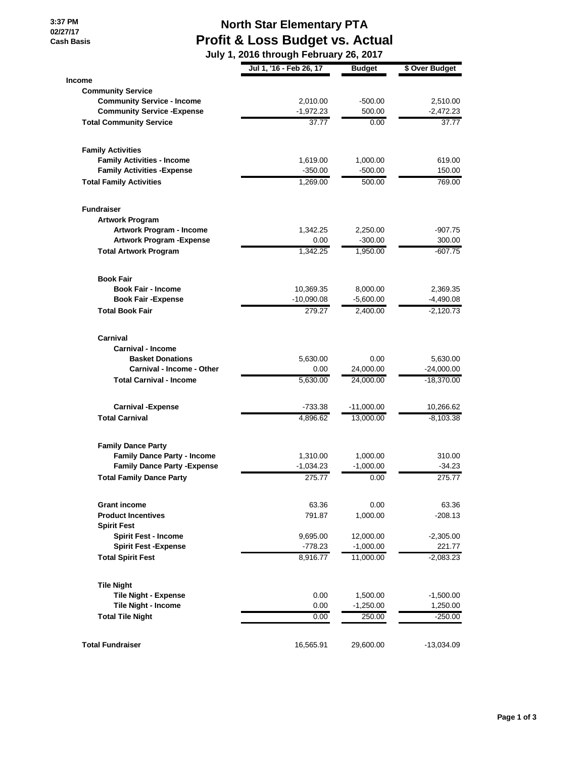# North Star Elementary PTA
## Profit & Loss Budget vs. Actual
### July 1, 2016 through February 26, 2017

3:37 PM
02/27/17
Cash Basis

| | Jul 1, '16 - Feb 26, 17 | Budget | $ Over Budget |
|---|---|---|---|
| **Income** | | | |
| **Community Service** | | | |
| **Community Service - Income** | 2,010.00 | -500.00 | 2,510.00 |
| **Community Service -Expense** | -1,972.23 | 500.00 | -2,472.23 |
| **Total Community Service** | 37.77 | 0.00 | 37.77 |
| **Family Activities** | | | |
| **Family Activities - Income** | 1,619.00 | 1,000.00 | 619.00 |
| **Family Activities -Expense** | -350.00 | -500.00 | 150.00 |
| **Total Family Activities** | 1,269.00 | 500.00 | 769.00 |
| **Fundraiser** | | | |
| **Artwork Program** | | | |
| **Artwork Program - Income** | 1,342.25 | 2,250.00 | -907.75 |
| **Artwork Program -Expense** | 0.00 | -300.00 | 300.00 |
| **Total Artwork Program** | 1,342.25 | 1,950.00 | -607.75 |
| **Book Fair** | | | |
| **Book Fair - Income** | 10,369.35 | 8,000.00 | 2,369.35 |
| **Book Fair -Expense** | -10,090.08 | -5,600.00 | -4,490.08 |
| **Total Book Fair** | 279.27 | 2,400.00 | -2,120.73 |
| **Carnival** | | | |
| **Carnival - Income** | | | |
| **Basket Donations** | 5,630.00 | 0.00 | 5,630.00 |
| **Carnival - Income - Other** | 0.00 | 24,000.00 | -24,000.00 |
| **Total Carnival - Income** | 5,630.00 | 24,000.00 | -18,370.00 |
| **Carnival -Expense** | -733.38 | -11,000.00 | 10,266.62 |
| **Total Carnival** | 4,896.62 | 13,000.00 | -8,103.38 |
| **Family Dance Party** | | | |
| **Family Dance Party - Income** | 1,310.00 | 1,000.00 | 310.00 |
| **Family Dance Party -Expense** | -1,034.23 | -1,000.00 | -34.23 |
| **Total Family Dance Party** | 275.77 | 0.00 | 275.77 |
| **Grant income** | 63.36 | 0.00 | 63.36 |
| **Product Incentives** | 791.87 | 1,000.00 | -208.13 |
| **Spirit Fest** | | | |
| **Spirit Fest - Income** | 9,695.00 | 12,000.00 | -2,305.00 |
| **Spirit Fest -Expense** | -778.23 | -1,000.00 | 221.77 |
| **Total Spirit Fest** | 8,916.77 | 11,000.00 | -2,083.23 |
| **Tile Night** | | | |
| **Tile Night - Expense** | 0.00 | 1,500.00 | -1,500.00 |
| **Tile Night - Income** | 0.00 | -1,250.00 | 1,250.00 |
| **Total Tile Night** | 0.00 | 250.00 | -250.00 |
| **Total Fundraiser** | 16,565.91 | 29,600.00 | -13,034.09 |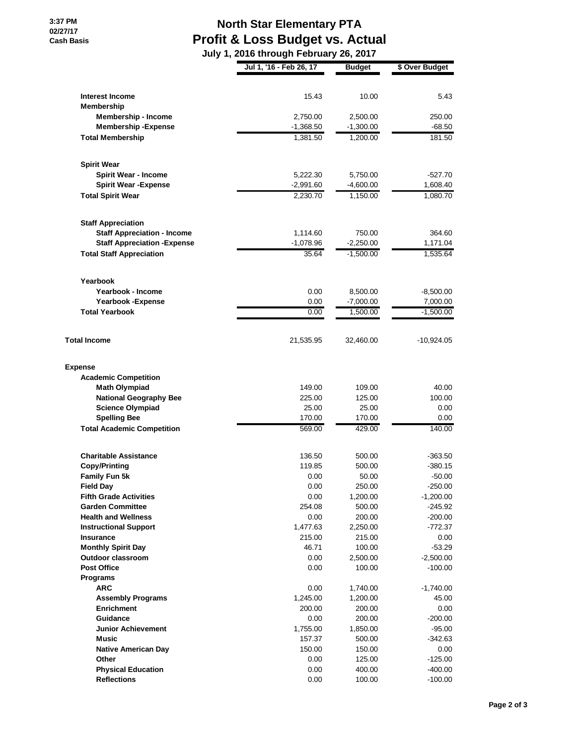# North Star Elementary PTA
## Profit & Loss Budget vs. Actual
### July 1, 2016 through February 26, 2017

3:37 PM
02/27/17
Cash Basis

| | Jul 1, '16 - Feb 26, 17 | Budget | $ Over Budget |
|---|---|---|---|
| **Interest Income** | 15.43 | 10.00 | 5.43 |
| **Membership** | | | |
| **Membership - Income** | 2,750.00 | 2,500.00 | 250.00 |
| **Membership -Expense** | -1,368.50 | -1,300.00 | -68.50 |
| **Total Membership** | 1,381.50 | 1,200.00 | 181.50 |
| **Spirit Wear** | | | |
| **Spirit Wear - Income** | 5,222.30 | 5,750.00 | -527.70 |
| **Spirit Wear -Expense** | -2,991.60 | -4,600.00 | 1,608.40 |
| **Total Spirit Wear** | 2,230.70 | 1,150.00 | 1,080.70 |
| **Staff Appreciation** | | | |
| **Staff Appreciation - Income** | 1,114.60 | 750.00 | 364.60 |
| **Staff Appreciation -Expense** | -1,078.96 | -2,250.00 | 1,171.04 |
| **Total Staff Appreciation** | 35.64 | -1,500.00 | 1,535.64 |
| **Yearbook** | | | |
| **Yearbook - Income** | 0.00 | 8,500.00 | -8,500.00 |
| **Yearbook -Expense** | 0.00 | -7,000.00 | 7,000.00 |
| **Total Yearbook** | 0.00 | 1,500.00 | -1,500.00 |
| **Total Income** | 21,535.95 | 32,460.00 | -10,924.05 |
| **Expense** | | | |
| **Academic Competition** | | | |
| **Math Olympiad** | 149.00 | 109.00 | 40.00 |
| **National Geography Bee** | 225.00 | 125.00 | 100.00 |
| **Science Olympiad** | 25.00 | 25.00 | 0.00 |
| **Spelling Bee** | 170.00 | 170.00 | 0.00 |
| **Total Academic Competition** | 569.00 | 429.00 | 140.00 |
| **Charitable Assistance** | 136.50 | 500.00 | -363.50 |
| **Copy/Printing** | 119.85 | 500.00 | -380.15 |
| **Family Fun 5k** | 0.00 | 50.00 | -50.00 |
| **Field Day** | 0.00 | 250.00 | -250.00 |
| **Fifth Grade Activities** | 0.00 | 1,200.00 | -1,200.00 |
| **Garden Committee** | 254.08 | 500.00 | -245.92 |
| **Health and Wellness** | 0.00 | 200.00 | -200.00 |
| **Instructional Support** | 1,477.63 | 2,250.00 | -772.37 |
| **Insurance** | 215.00 | 215.00 | 0.00 |
| **Monthly Spirit Day** | 46.71 | 100.00 | -53.29 |
| **Outdoor classroom** | 0.00 | 2,500.00 | -2,500.00 |
| **Post Office** | 0.00 | 100.00 | -100.00 |
| **Programs** | | | |
| **ARC** | 0.00 | 1,740.00 | -1,740.00 |
| **Assembly Programs** | 1,245.00 | 1,200.00 | 45.00 |
| **Enrichment** | 200.00 | 200.00 | 0.00 |
| **Guidance** | 0.00 | 200.00 | -200.00 |
| **Junior Achievement** | 1,755.00 | 1,850.00 | -95.00 |
| **Music** | 157.37 | 500.00 | -342.63 |
| **Native American Day** | 150.00 | 150.00 | 0.00 |
| **Other** | 0.00 | 125.00 | -125.00 |
| **Physical Education** | 0.00 | 400.00 | -400.00 |
| **Reflections** | 0.00 | 100.00 | -100.00 |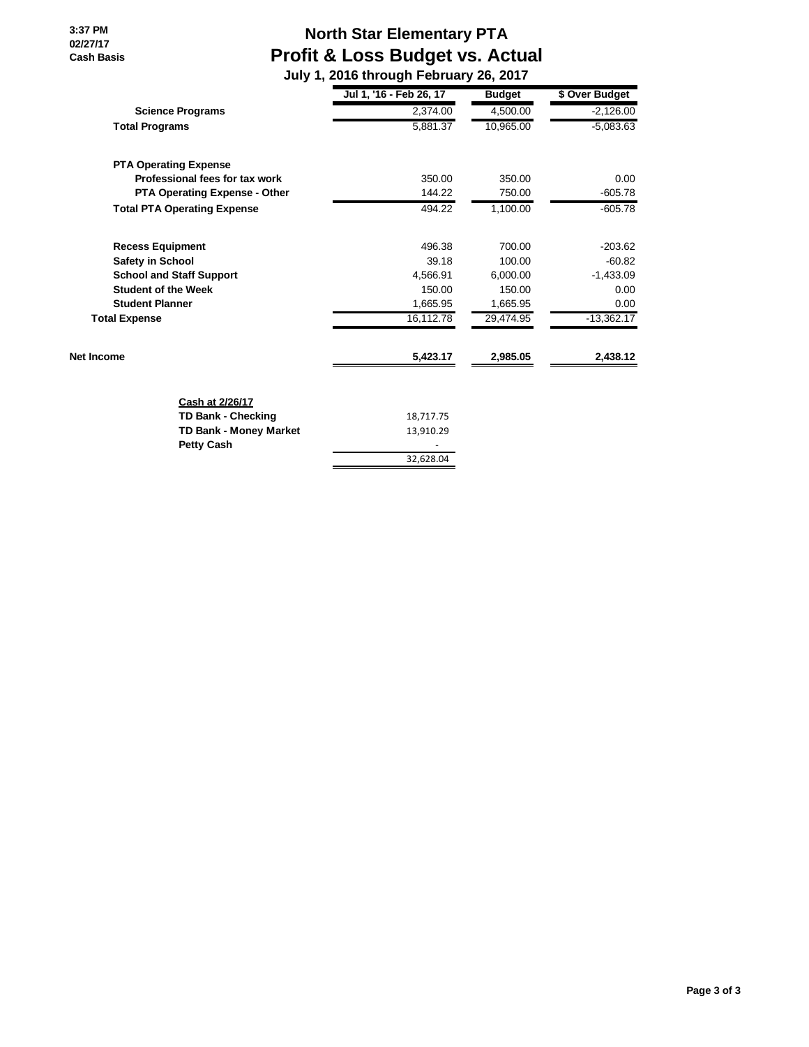3:37 PM
02/27/17
Cash Basis

# North Star Elementary PTA
## Profit & Loss Budget vs. Actual
### July 1, 2016 through February 26, 2017

| | Jul 1, '16 - Feb 26, 17 | Budget | $ Over Budget |
|---|---|---|---|
| **Science Programs** | 2,374.00 | 4,500.00 | -2,126.00 |
| **Total Programs** | 5,881.37 | 10,965.00 | -5,083.63 |
| | | | |
| **PTA Operating Expense** | | | |
| **Professional fees for tax work** | 350.00 | 350.00 | 0.00 |
| **PTA Operating Expense - Other** | 144.22 | 750.00 | -605.78 |
| **Total PTA Operating Expense** | 494.22 | 1,100.00 | -605.78 |
| | | | |
| **Recess Equipment** | 496.38 | 700.00 | -203.62 |
| **Safety in School** | 39.18 | 100.00 | -60.82 |
| **School and Staff Support** | 4,566.91 | 6,000.00 | -1,433.09 |
| **Student of the Week** | 150.00 | 150.00 | 0.00 |
| **Student Planner** | 1,665.95 | 1,665.95 | 0.00 |
| **Total Expense** | 16,112.78 | 29,474.95 | -13,362.17 |
| | | | |
| **Net Income** | **5,423.17** | **2,985.05** | **2,438.12** |

| **Cash at 2/26/17** | |
|---|---|
| **TD Bank - Checking** | 18,717.75 |
| **TD Bank - Money Market** | 13,910.29 |
| **Petty Cash** | - |
| | 32,628.04 |